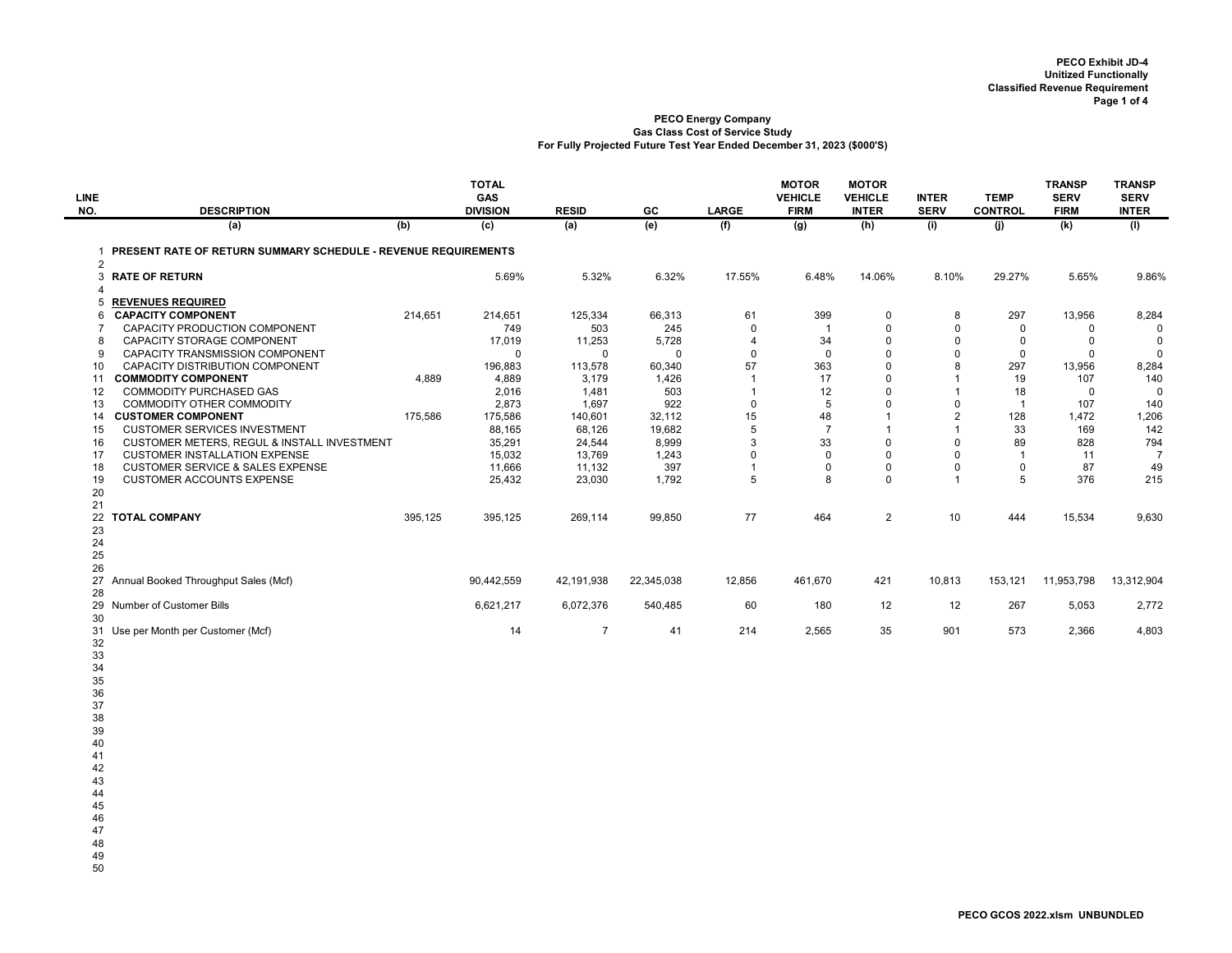**PECO Exhibit JD-4**
**Unitized Functionally**
**Classified Revenue Requirement**

**PECO Energy Company**
**Gas Class Cost of Service Study**
**For Fully Projected Future Test Year Ended December 31, 2023 ($000'S)**

| LINE NO. | DESCRIPTION | | TOTAL GAS DIVISION | RESID | GC | LARGE | MOTOR VEHICLE FIRM | MOTOR VEHICLE INTER | INTER SERV | TEMP CONTROL | TRANSP SERV FIRM | TRANSP SERV INTER |
|---|---|---|---|---|---|---|---|---|---|---|---|---|
| | (a) | (b) | (c) | (a) | (e) | (f) | (g) | (h) | (i) | (j) | (k) | (l) |
| 1 | **PRESENT RATE OF RETURN SUMMARY SCHEDULE - REVENUE REQUIREMENTS** | | | | | | | | | | | |
| 2 | | | | | | | | | | | | |
| 3 | **RATE OF RETURN** | | 5.69% | 5.32% | 6.32% | 17.55% | 6.48% | 14.06% | 8.10% | 29.27% | 5.65% | 9.86% |
| 4 | | | | | | | | | | | | |
| 5 | **REVENUES REQUIRED** | | | | | | | | | | | |
| 6 | **CAPACITY COMPONENT** | 214,651 | 214,651 | 125,334 | 66,313 | 61 | 399 | 0 | 8 | 297 | 13,956 | 8,284 |
| 7 | CAPACITY PRODUCTION COMPONENT | | 749 | 503 | 245 | 0 | 1 | 0 | 0 | 0 | 0 | 0 |
| 8 | CAPACITY STORAGE COMPONENT | | 17,019 | 11,253 | 5,728 | 4 | 34 | 0 | 0 | 0 | 0 | 0 |
| 9 | CAPACITY TRANSMISSION COMPONENT | | 0 | 0 | 0 | 0 | 0 | 0 | 0 | 0 | 0 | 0 |
| 10 | CAPACITY DISTRIBUTION COMPONENT | | 196,883 | 113,578 | 60,340 | 57 | 363 | 0 | 8 | 297 | 13,956 | 8,284 |
| 11 | **COMMODITY COMPONENT** | 4,889 | 4,889 | 3,179 | 1,426 | 1 | 17 | 0 | 1 | 19 | 107 | 140 |
| 12 | COMMODITY PURCHASED GAS | | 2,016 | 1,481 | 503 | 1 | 12 | 0 | 1 | 18 | 0 | 0 |
| 13 | COMMODITY OTHER COMMODITY | | 2,873 | 1,697 | 922 | 0 | 5 | 0 | 0 | 1 | 107 | 140 |
| 14 | **CUSTOMER COMPONENT** | 175,586 | 175,586 | 140,601 | 32,112 | 15 | 48 | 1 | 2 | 128 | 1,472 | 1,206 |
| 15 | CUSTOMER SERVICES INVESTMENT | | 88,165 | 68,126 | 19,682 | 5 | 7 | 1 | 1 | 33 | 169 | 142 |
| 16 | CUSTOMER METERS, REGUL & INSTALL INVESTMENT | | 35,291 | 24,544 | 8,999 | 3 | 33 | 0 | 0 | 89 | 828 | 794 |
| 17 | CUSTOMER INSTALLATION EXPENSE | | 15,032 | 13,769 | 1,243 | 0 | 0 | 0 | 0 | 1 | 11 | 7 |
| 18 | CUSTOMER SERVICE & SALES EXPENSE | | 11,666 | 11,132 | 397 | 1 | 0 | 0 | 0 | 0 | 87 | 49 |
| 19 | CUSTOMER ACCOUNTS EXPENSE | | 25,432 | 23,030 | 1,792 | 5 | 8 | 0 | 1 | 5 | 376 | 215 |
| 20 | | | | | | | | | | | | |
| 21 | | | | | | | | | | | | |
| 22 | **TOTAL COMPANY** | 395,125 | 395,125 | 269,114 | 99,850 | 77 | 464 | 2 | 10 | 444 | 15,534 | 9,630 |
| 23 | | | | | | | | | | | | |
| 24 | | | | | | | | | | | | |
| 25 | | | | | | | | | | | | |
| 26 | | | | | | | | | | | | |
| 27 | Annual Booked Throughput Sales (Mcf) | | 90,442,559 | 42,191,938 | 22,345,038 | 12,856 | 461,670 | 421 | 10,813 | 153,121 | 11,953,798 | 13,312,904 |
| 28 | | | | | | | | | | | | |
| 29 | Number of Customer Bills | | 6,621,217 | 6,072,376 | 540,485 | 60 | 180 | 12 | 12 | 267 | 5,053 | 2,772 |
| 30 | | | | | | | | | | | | |
| 31 | Use per Month per Customer (Mcf) | | 14 | 7 | 41 | 214 | 2,565 | 35 | 901 | 573 | 2,366 | 4,803 |
| 32 | | | | | | | | | | | | |
| 33 | | | | | | | | | | | | |
| 34 | | | | | | | | | | | | |
| 35 | | | | | | | | | | | | |
| 36 | | | | | | | | | | | | |
| 37 | | | | | | | | | | | | |
| 38 | | | | | | | | | | | | |
| 39 | | | | | | | | | | | | |
| 40 | | | | | | | | | | | | |
| 41 | | | | | | | | | | | | |
| 42 | | | | | | | | | | | | |
| 43 | | | | | | | | | | | | |
| 44 | | | | | | | | | | | | |
| 45 | | | | | | | | | | | | |
| 46 | | | | | | | | | | | | |
| 47 | | | | | | | | | | | | |
| 48 | | | | | | | | | | | | |
| 49 | | | | | | | | | | | | |
| 50 | | | | | | | | | | | | |

**PECO GCOS 2022.xlsm UNBUNDLED**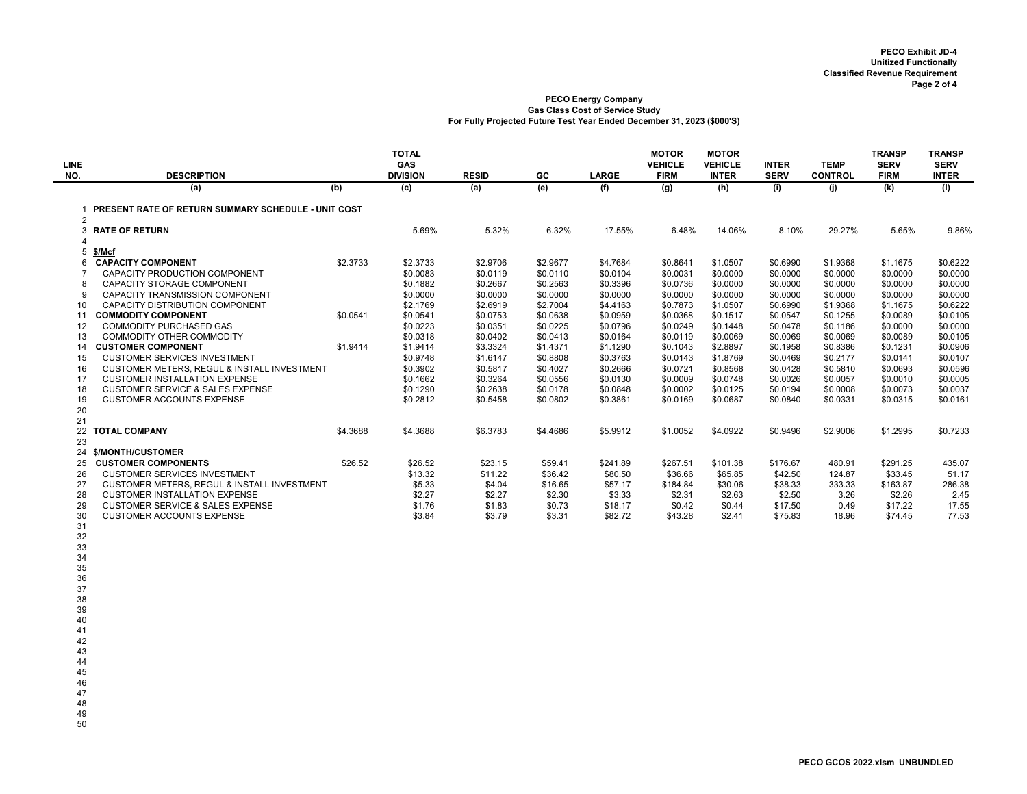**PECO Exhibit JD-4**
**Unitized Functionally**
**Classified Revenue Requirement**

**PECO Energy Company**
**Gas Class Cost of Service Study**
**For Fully Projected Future Test Year Ended December 31, 2023 ($000'S)**

| LINE NO. | DESCRIPTION | | TOTAL GAS DIVISION | RESID | GC | LARGE | MOTOR VEHICLE FIRM | MOTOR VEHICLE INTER | INTER SERV | TEMP CONTROL | TRANSP SERV FIRM | TRANSP SERV INTER |
|---|---|---|---|---|---|---|---|---|---|---|---|---|
| | (a) | (b) | (c) | (a) | (e) | (f) | (g) | (h) | (i) | (j) | (k) | (l) |
| 1 | **PRESENT RATE OF RETURN SUMMARY SCHEDULE - UNIT COST** | | | | | | | | | | | |
| 2 | | | | | | | | | | | | |
| 3 | **RATE OF RETURN** | | 5.69% | 5.32% | 6.32% | 17.55% | 6.48% | 14.06% | 8.10% | 29.27% | 5.65% | 9.86% |
| 4 | | | | | | | | | | | | |
| 5 | **$/Mcf** | | | | | | | | | | | |
| 6 | **CAPACITY COMPONENT** | $2.3733 | $2.3733 | $2.9706 | $2.9677 | $4.7684 | $0.8641 | $1.0507 | $0.6990 | $1.9368 | $1.1675 | $0.6222 |
| 7 | CAPACITY PRODUCTION COMPONENT | | $0.0083 | $0.0119 | $0.0110 | $0.0104 | $0.0031 | $0.0000 | $0.0000 | $0.0000 | $0.0000 | $0.0000 |
| 8 | CAPACITY STORAGE COMPONENT | | $0.1882 | $0.2667 | $0.2563 | $0.3396 | $0.0736 | $0.0000 | $0.0000 | $0.0000 | $0.0000 | $0.0000 |
| 9 | CAPACITY TRANSMISSION COMPONENT | | $0.0000 | $0.0000 | $0.0000 | $0.0000 | $0.0000 | $0.0000 | $0.0000 | $0.0000 | $0.0000 | $0.0000 |
| 10 | CAPACITY DISTRIBUTION COMPONENT | | $2.1769 | $2.6919 | $2.7004 | $4.4163 | $0.7873 | $1.0507 | $0.6990 | $1.9368 | $1.1675 | $0.6222 |
| 11 | **COMMODITY COMPONENT** | $0.0541 | $0.0541 | $0.0753 | $0.0638 | $0.0959 | $0.0368 | $0.1517 | $0.0547 | $0.1255 | $0.0089 | $0.0105 |
| 12 | COMMODITY PURCHASED GAS | | $0.0223 | $0.0351 | $0.0225 | $0.0796 | $0.0249 | $0.1448 | $0.0478 | $0.1186 | $0.0000 | $0.0000 |
| 13 | COMMODITY OTHER COMMODITY | | $0.0318 | $0.0402 | $0.0413 | $0.0164 | $0.0119 | $0.0069 | $0.0069 | $0.0069 | $0.0089 | $0.0105 |
| 14 | **CUSTOMER COMPONENT** | $1.9414 | $1.9414 | $3.3324 | $1.4371 | $1.1290 | $0.1043 | $2.8897 | $0.1958 | $0.8386 | $0.1231 | $0.0906 |
| 15 | CUSTOMER SERVICES INVESTMENT | | $0.9748 | $1.6147 | $0.8808 | $0.3763 | $0.0143 | $1.8769 | $0.0469 | $0.2177 | $0.0141 | $0.0107 |
| 16 | CUSTOMER METERS, REGUL & INSTALL INVESTMENT | | $0.3902 | $0.5817 | $0.4027 | $0.2666 | $0.0721 | $0.8568 | $0.0428 | $0.5810 | $0.0693 | $0.0596 |
| 17 | CUSTOMER INSTALLATION EXPENSE | | $0.1662 | $0.3264 | $0.0556 | $0.0130 | $0.0009 | $0.0748 | $0.0026 | $0.0057 | $0.0010 | $0.0005 |
| 18 | CUSTOMER SERVICE & SALES EXPENSE | | $0.1290 | $0.2638 | $0.0178 | $0.0848 | $0.0002 | $0.0125 | $0.0194 | $0.0008 | $0.0073 | $0.0037 |
| 19 | CUSTOMER ACCOUNTS EXPENSE | | $0.2812 | $0.5458 | $0.0802 | $0.3861 | $0.0169 | $0.0687 | $0.0840 | $0.0331 | $0.0315 | $0.0161 |
| 20 | | | | | | | | | | | | |
| 21 | | | | | | | | | | | | |
| 22 | **TOTAL COMPANY** | $4.3688 | $4.3688 | $6.3783 | $4.4686 | $5.9912 | $1.0052 | $4.0922 | $0.9496 | $2.9006 | $1.2995 | $0.7233 |
| 23 | | | | | | | | | | | | |
| 24 | **$/MONTH/CUSTOMER** | | | | | | | | | | | |
| 25 | **CUSTOMER COMPONENTS** | $26.52 | $26.52 | $23.15 | $59.41 | $241.89 | $267.51 | $101.38 | $176.67 | 480.91 | $291.25 | 435.07 |
| 26 | CUSTOMER SERVICES INVESTMENT | | $13.32 | $11.22 | $36.42 | $80.50 | $36.66 | $65.85 | $42.50 | 124.87 | $33.45 | 51.17 |
| 27 | CUSTOMER METERS, REGUL & INSTALL INVESTMENT | | $5.33 | $4.04 | $16.65 | $57.17 | $184.84 | $30.06 | $38.33 | 333.33 | $163.87 | 286.38 |
| 28 | CUSTOMER INSTALLATION EXPENSE | | $2.27 | $2.27 | $2.30 | $3.33 | $2.31 | $2.63 | $2.50 | 3.26 | $2.26 | 2.45 |
| 29 | CUSTOMER SERVICE & SALES EXPENSE | | $1.76 | $1.83 | $0.73 | $18.17 | $0.42 | $0.44 | $17.50 | 0.49 | $17.22 | 17.55 |
| 30 | CUSTOMER ACCOUNTS EXPENSE | | $3.84 | $3.79 | $3.31 | $82.72 | $43.28 | $2.41 | $75.83 | 18.96 | $74.45 | 77.53 |

PECO GCOS 2022.xlsm UNBUNDLED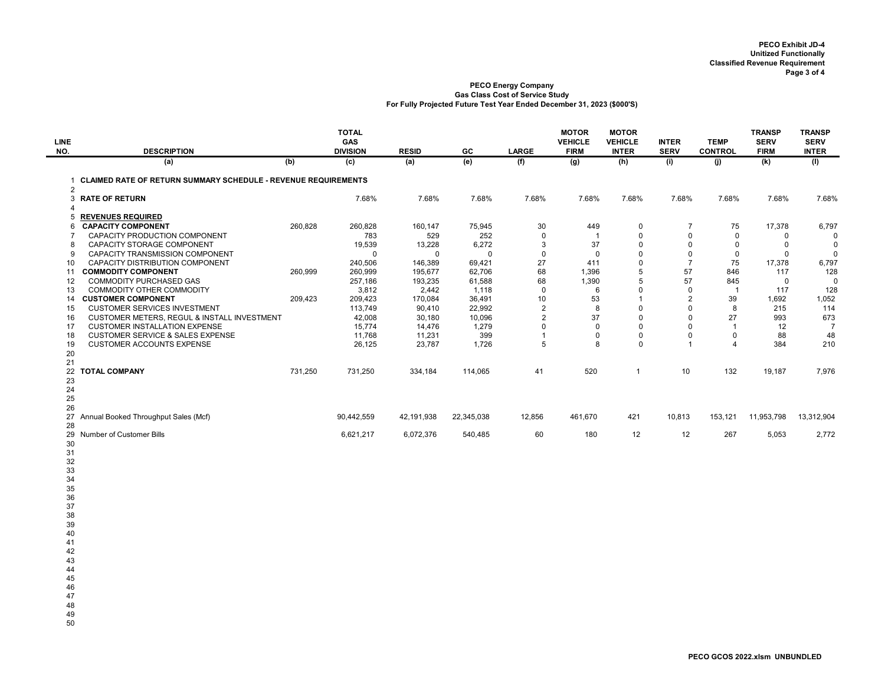PECO Exhibit JD-4
Unitized Functionally
Classified Revenue Requirement

## PECO Energy Company
### Gas Class Cost of Service Study
### For Fully Projected Future Test Year Ended December 31, 2023 ($000'S)

| LINE NO. | DESCRIPTION | | TOTAL GAS DIVISION | RESID | GC | LARGE | MOTOR VEHICLE FIRM | MOTOR VEHICLE INTER | INTER SERV | TEMP CONTROL | TRANSP SERV FIRM | TRANSP SERV INTER |
|---|---|---|---|---|---|---|---|---|---|---|---|---|
| | (a) | (b) | (c) | (a) | (e) | (f) | (g) | (h) | (i) | (j) | (k) | (l) |
| 1 | **CLAIMED RATE OF RETURN SUMMARY SCHEDULE - REVENUE REQUIREMENTS** | | | | | | | | | | | |
| 2 | | | | | | | | | | | | |
| 3 | **RATE OF RETURN** | | 7.68% | 7.68% | 7.68% | 7.68% | 7.68% | 7.68% | 7.68% | 7.68% | 7.68% | 7.68% |
| 4 | | | | | | | | | | | | |
| 5 | **REVENUES REQUIRED** | | | | | | | | | | | |
| 6 | **CAPACITY COMPONENT** | 260,828 | 260,828 | 160,147 | 75,945 | 30 | 449 | 0 | 7 | 75 | 17,378 | 6,797 |
| 7 | CAPACITY PRODUCTION COMPONENT | | 783 | 529 | 252 | 0 | 1 | 0 | 0 | 0 | 0 | 0 |
| 8 | CAPACITY STORAGE COMPONENT | | 19,539 | 13,228 | 6,272 | 3 | 37 | 0 | 0 | 0 | 0 | 0 |
| 9 | CAPACITY TRANSMISSION COMPONENT | | 0 | 0 | 0 | 0 | 0 | 0 | 0 | 0 | 0 | 0 |
| 10 | CAPACITY DISTRIBUTION COMPONENT | | 240,506 | 146,389 | 69,421 | 27 | 411 | 0 | 7 | 75 | 17,378 | 6,797 |
| 11 | **COMMODITY COMPONENT** | 260,999 | 260,999 | 195,677 | 62,706 | 68 | 1,396 | 5 | 57 | 846 | 117 | 128 |
| 12 | COMMODITY PURCHASED GAS | | 257,186 | 193,235 | 61,588 | 68 | 1,390 | 5 | 57 | 845 | 0 | 0 |
| 13 | COMMODITY OTHER COMMODITY | | 3,812 | 2,442 | 1,118 | 0 | 6 | 0 | 0 | 1 | 117 | 128 |
| 14 | **CUSTOMER COMPONENT** | 209,423 | 209,423 | 170,084 | 36,491 | 10 | 53 | 1 | 2 | 39 | 1,692 | 1,052 |
| 15 | CUSTOMER SERVICES INVESTMENT | | 113,749 | 90,410 | 22,992 | 2 | 8 | 0 | 0 | 8 | 215 | 114 |
| 16 | CUSTOMER METERS, REGUL & INSTALL INVESTMENT | | 42,008 | 30,180 | 10,096 | 2 | 37 | 0 | 0 | 27 | 993 | 673 |
| 17 | CUSTOMER INSTALLATION EXPENSE | | 15,774 | 14,476 | 1,279 | 0 | 0 | 0 | 0 | 1 | 12 | 7 |
| 18 | CUSTOMER SERVICE & SALES EXPENSE | | 11,768 | 11,231 | 399 | 1 | 0 | 0 | 0 | 0 | 88 | 48 |
| 19 | CUSTOMER ACCOUNTS EXPENSE | | 26,125 | 23,787 | 1,726 | 5 | 8 | 0 | 1 | 4 | 384 | 210 |
| 20 | | | | | | | | | | | | |
| 21 | | | | | | | | | | | | |
| 22 | **TOTAL COMPANY** | 731,250 | 731,250 | 334,184 | 114,065 | 41 | 520 | 1 | 10 | 132 | 19,187 | 7,976 |
| 23 | | | | | | | | | | | | |
| 24 | | | | | | | | | | | | |
| 25 | | | | | | | | | | | | |
| 26 | | | | | | | | | | | | |
| 27 | Annual Booked Throughput Sales (Mcf) | | 90,442,559 | 42,191,938 | 22,345,038 | 12,856 | 461,670 | 421 | 10,813 | 153,121 | 11,953,798 | 13,312,904 |
| 28 | | | | | | | | | | | | |
| 29 | Number of Customer Bills | | 6,621,217 | 6,072,376 | 540,485 | 60 | 180 | 12 | 12 | 267 | 5,053 | 2,772 |

PECO GCOS 2022.xlsm UNBUNDLED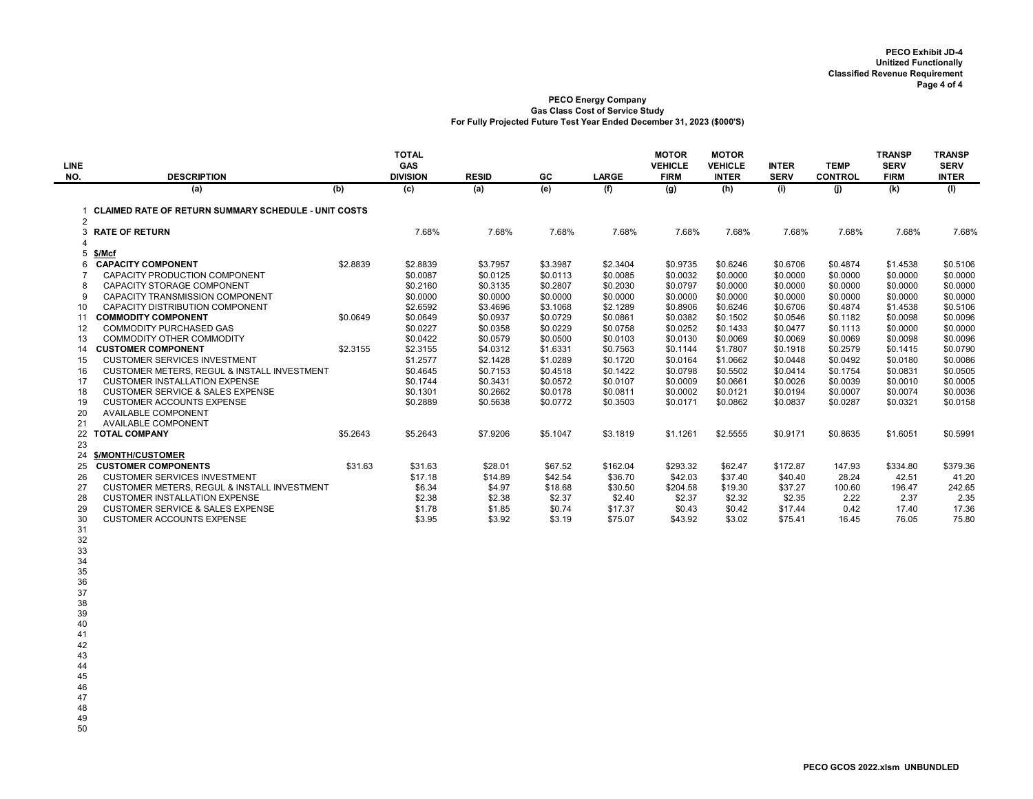**PECO Exhibit JD-4**
**Unitized Functionally**
**Classified Revenue Requirement**

**PECO Energy Company**
**Gas Class Cost of Service Study**
**For Fully Projected Future Test Year Ended December 31, 2023 ($000'S)**

| LINE NO. | DESCRIPTION | | TOTAL GAS DIVISION | RESID | GC | LARGE | MOTOR VEHICLE FIRM | MOTOR VEHICLE INTER | INTER SERV | TEMP CONTROL | TRANSP SERV FIRM | TRANSP SERV INTER |
|---|---|---|---|---|---|---|---|---|---|---|---|---|
| | (a) | (b) | (c) | (a) | (e) | (f) | (g) | (h) | (i) | (j) | (k) | (l) |
| 1 | **CLAIMED RATE OF RETURN SUMMARY SCHEDULE - UNIT COSTS** | | | | | | | | | | | |
| 2 | | | | | | | | | | | | |
| 3 | **RATE OF RETURN** | | 7.68% | 7.68% | 7.68% | 7.68% | 7.68% | 7.68% | 7.68% | 7.68% | 7.68% | 7.68% |
| 4 | | | | | | | | | | | | |
| 5 | **$/Mcf** | | | | | | | | | | | |
| 6 | **CAPACITY COMPONENT** | $2.8839 | $2.8839 | $3.7957 | $3.3987 | $2.3404 | $0.9735 | $0.6246 | $0.6706 | $0.4874 | $1.4538 | $0.5106 |
| 7 | CAPACITY PRODUCTION COMPONENT | | $0.0087 | $0.0125 | $0.0113 | $0.0085 | $0.0032 | $0.0000 | $0.0000 | $0.0000 | $0.0000 | $0.0000 |
| 8 | CAPACITY STORAGE COMPONENT | | $0.2160 | $0.3135 | $0.2807 | $0.2030 | $0.0797 | $0.0000 | $0.0000 | $0.0000 | $0.0000 | $0.0000 |
| 9 | CAPACITY TRANSMISSION COMPONENT | | $0.0000 | $0.0000 | $0.0000 | $0.0000 | $0.0000 | $0.0000 | $0.0000 | $0.0000 | $0.0000 | $0.0000 |
| 10 | CAPACITY DISTRIBUTION COMPONENT | | $2.6592 | $3.4696 | $3.1068 | $2.1289 | $0.8906 | $0.6246 | $0.6706 | $0.4874 | $1.4538 | $0.5106 |
| 11 | **COMMODITY COMPONENT** | $0.0649 | $0.0649 | $0.0937 | $0.0729 | $0.0861 | $0.0382 | $0.1502 | $0.0546 | $0.1182 | $0.0098 | $0.0096 |
| 12 | COMMODITY PURCHASED GAS | | $0.0227 | $0.0358 | $0.0229 | $0.0758 | $0.0252 | $0.1433 | $0.0477 | $0.1113 | $0.0000 | $0.0000 |
| 13 | COMMODITY OTHER COMMODITY | | $0.0422 | $0.0579 | $0.0500 | $0.0103 | $0.0130 | $0.0069 | $0.0069 | $0.0069 | $0.0098 | $0.0096 |
| 14 | **CUSTOMER COMPONENT** | $2.3155 | $2.3155 | $4.0312 | $1.6331 | $0.7563 | $0.1144 | $1.7807 | $0.1918 | $0.2579 | $0.1415 | $0.0790 |
| 15 | CUSTOMER SERVICES INVESTMENT | | $1.2577 | $2.1428 | $1.0289 | $0.1720 | $0.0164 | $1.0662 | $0.0448 | $0.0492 | $0.0180 | $0.0086 |
| 16 | CUSTOMER METERS, REGUL & INSTALL INVESTMENT | | $0.4645 | $0.7153 | $0.4518 | $0.1422 | $0.0798 | $0.5502 | $0.0414 | $0.1754 | $0.0831 | $0.0505 |
| 17 | CUSTOMER INSTALLATION EXPENSE | | $0.1744 | $0.3431 | $0.0572 | $0.0107 | $0.0009 | $0.0661 | $0.0026 | $0.0039 | $0.0010 | $0.0005 |
| 18 | CUSTOMER SERVICE & SALES EXPENSE | | $0.1301 | $0.2662 | $0.0178 | $0.0811 | $0.0002 | $0.0121 | $0.0194 | $0.0007 | $0.0074 | $0.0036 |
| 19 | CUSTOMER ACCOUNTS EXPENSE | | $0.2889 | $0.5638 | $0.0772 | $0.3503 | $0.0171 | $0.0862 | $0.0837 | $0.0287 | $0.0321 | $0.0158 |
| 20 | AVAILABLE COMPONENT | | | | | | | | | | | |
| 21 | AVAILABLE COMPONENT | | | | | | | | | | | |
| 22 | **TOTAL COMPANY** | $5.2643 | $5.2643 | $7.9206 | $5.1047 | $3.1819 | $1.1261 | $2.5555 | $0.9171 | $0.8635 | $1.6051 | $0.5991 |
| 23 | | | | | | | | | | | | |
| 24 | **$/MONTH/CUSTOMER** | | | | | | | | | | | |
| 25 | **CUSTOMER COMPONENTS** | $31.63 | $31.63 | $28.01 | $67.52 | $162.04 | $293.32 | $62.47 | $172.87 | 147.93 | $334.80 | $379.36 |
| 26 | CUSTOMER SERVICES INVESTMENT | | $17.18 | $14.89 | $42.54 | $36.70 | $42.03 | $37.40 | $40.40 | 28.24 | 42.51 | 41.20 |
| 27 | CUSTOMER METERS, REGUL & INSTALL INVESTMENT | | $6.34 | $4.97 | $18.68 | $30.50 | $204.58 | $19.30 | $37.27 | 100.60 | 196.47 | 242.65 |
| 28 | CUSTOMER INSTALLATION EXPENSE | | $2.38 | $2.38 | $2.37 | $2.40 | $2.37 | $2.32 | $2.35 | 2.22 | 2.37 | 2.35 |
| 29 | CUSTOMER SERVICE & SALES EXPENSE | | $1.78 | $1.85 | $0.74 | $17.37 | $0.43 | $0.42 | $17.44 | 0.42 | 17.40 | 17.36 |
| 30 | CUSTOMER ACCOUNTS EXPENSE | | $3.95 | $3.92 | $3.19 | $75.07 | $43.92 | $3.02 | $75.41 | 16.45 | 76.05 | 75.80 |

PECO GCOS 2022.xlsm UNBUNDLED